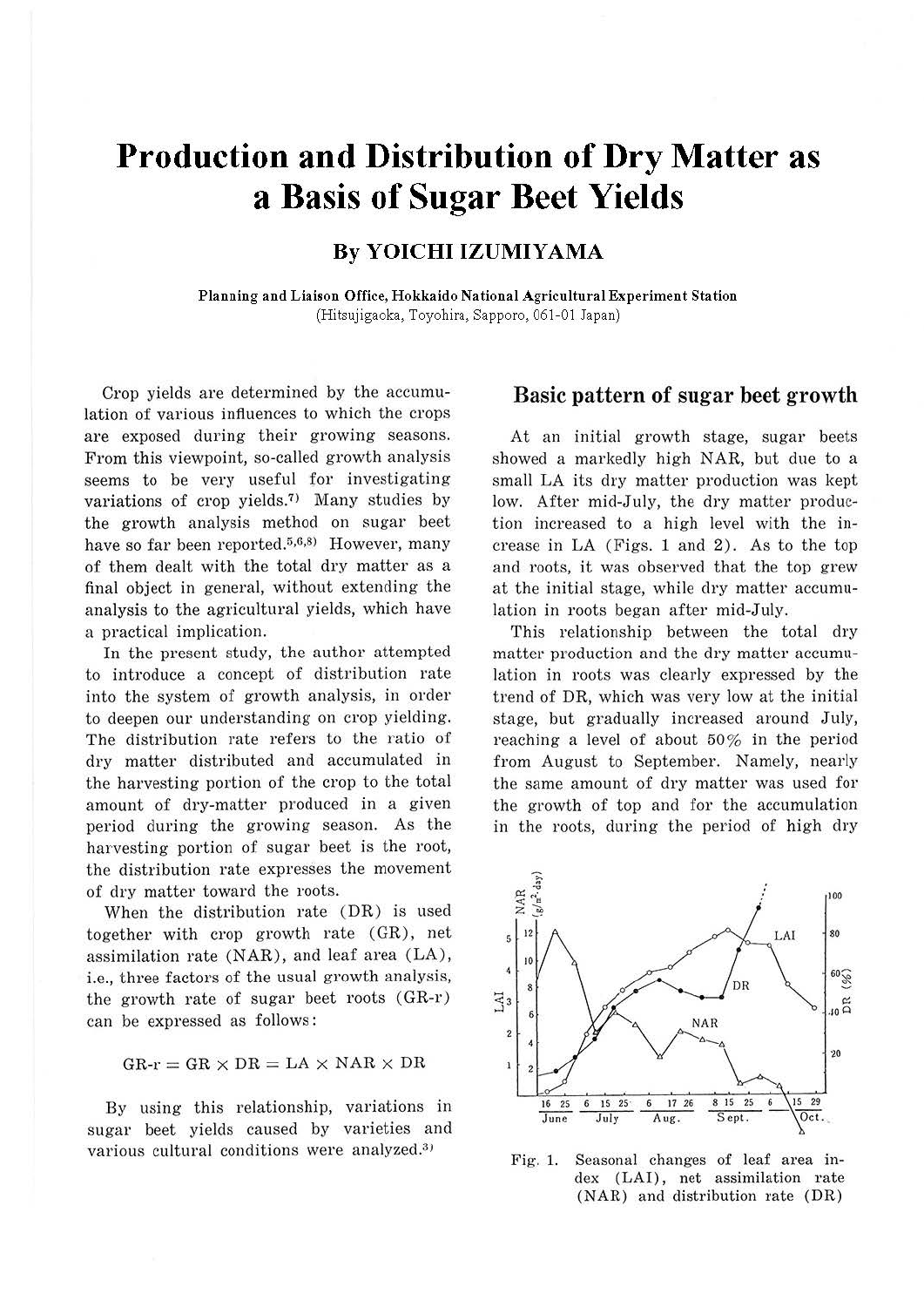# Production and Distribution of Dry Matter as a Basis of Sugar Beet Yields

## By YOICHI IZUMIYAMA

**Planning and Liaison Office, Hokkaido National Agricultural Experiment Station**
(Hitsujigaoka, Toyohira, Sapporo, 061-01 Japan)

Crop yields are determined by the accumulation of various influences to which the crops are exposed during their growing seasons. From this viewpoint, so-called growth analysis seems to be very useful for investigating variations of crop yields.[7] Many studies by the growth analysis method on sugar beet have so far been reported.[5,6,8] However, many of them dealt with the total dry matter as a final object in general, without extending the analysis to the agricultural yields, which have a practical implication.

In the present study, the author attempted to introduce a concept of distribution rate into the system of growth analysis, in order to deepen our understanding on crop yielding. The distribution rate refers to the ratio of dry matter distributed and accumulated in the harvesting portion of the crop to the total amount of dry-matter produced in a given period during the growing season. As the harvesting portion of sugar beet is the root, the distribution rate expresses the movement of dry matter toward the roots.

When the distribution rate (DR) is used together with crop growth rate (GR), net assimilation rate (NAR), and leaf area (LA), i.e., three factors of the usual growth analysis, the growth rate of sugar beet roots (GR-r) can be expressed as follows:

$$\text{GR-r} = \text{GR} \times \text{DR} = \text{LA} \times \text{NAR} \times \text{DR}$$

By using this relationship, variations in sugar beet yields caused by varieties and various cultural conditions were analyzed.[3]

## Basic pattern of sugar beet growth

At an initial growth stage, sugar beets showed a markedly high NAR, but due to a small LA its dry matter production was kept low. After mid-July, the dry matter production increased to a high level with the increase in LA (Figs. 1 and 2). As to the top and roots, it was observed that the top grew at the initial stage, while dry matter accumulation in roots began after mid-July.

This relationship between the total dry matter production and the dry matter accumulation in roots was clearly expressed by the trend of DR, which was very low at the initial stage, but gradually increased around July, reaching a level of about 50% in the period from August to September. Namely, nearly the same amount of dry matter was used for the growth of top and for the accumulation in the roots, during the period of high dry

Fig. 1. Seasonal changes of leaf area index (LAI), net assimilation rate (NAR) and distribution rate (DR)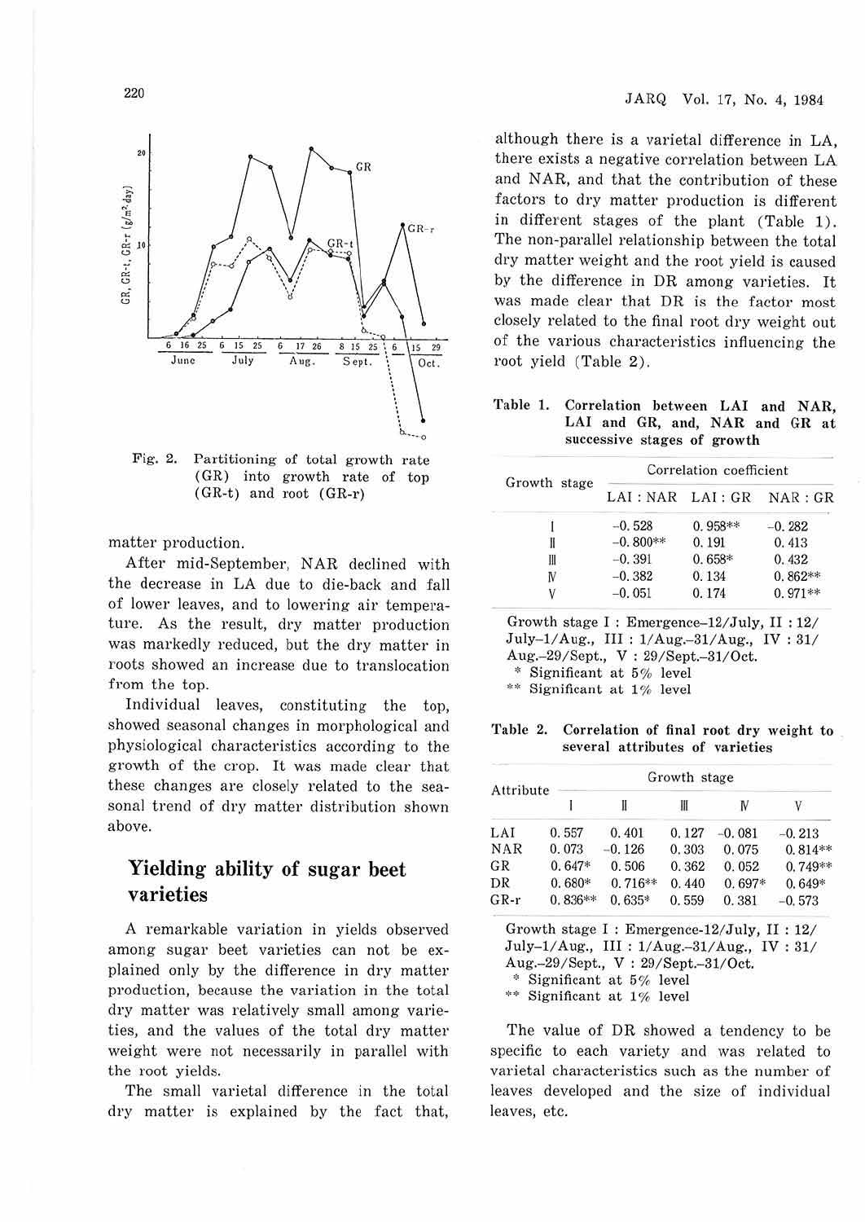Fig. 2. Partitioning of total growth rate (GR) into growth rate of top (GR-t) and root (GR-r)

matter production.

After mid-September, NAR declined with the decrease in LA due to die-back and fall of lower leaves, and to lowering air temperature. As the result, dry matter production was markedly reduced, but the dry matter in roots showed an increase due to translocation from the top.

Individual leaves, constituting the top, showed seasonal changes in morphological and physiological characteristics according to the growth of the crop. It was made clear that these changes are closely related to the seasonal trend of dry matter distribution shown above.

## Yielding ability of sugar beet varieties

A remarkable variation in yields observed among sugar beet varieties can not be explained only by the difference in dry matter production, because the variation in the total dry matter was relatively small among varieties, and the values of the total dry matter weight were not necessarily in parallel with the root yields.

The small varietal difference in the total dry matter is explained by the fact that, although there is a varietal difference in LA, there exists a negative correlation between LA and NAR, and that the contribution of these factors to dry matter production is different in different stages of the plant (Table 1). The non-parallel relationship between the total dry matter weight and the root yield is caused by the difference in DR among varieties. It was made clear that DR is the factor most closely related to the final root dry weight out of the various characteristics influencing the root yield (Table 2).

**Table 1. Correlation between LAI and NAR, LAI and GR, and, NAR and GR at successive stages of growth**

| Growth stage | Correlation coefficient | | |
|---|---|---|---|
| | LAI : NAR | LAI : GR | NAR : GR |
| I | −0.528 | 0.958** | −0.282 |
| II | −0.800** | 0.191 | 0.413 |
| III | −0.391 | 0.658* | 0.432 |
| IV | −0.382 | 0.134 | 0.862** |
| V | −0.051 | 0.174 | 0.971** |

Growth stage I : Emergence-12/July, II : 12/July–1/Aug., III : 1/Aug.–31/Aug., IV : 31/Aug.–29/Sept., V : 29/Sept.–31/Oct.
* Significant at 5% level
** Significant at 1% level

**Table 2. Correlation of final root dry weight to several attributes of varieties**

| Attribute | Growth stage | | | | |
|---|---|---|---|---|---|
| | I | II | III | IV | V |
| LAI | 0.557 | 0.401 | 0.127 | −0.081 | −0.213 |
| NAR | 0.073 | −0.126 | 0.303 | 0.075 | 0.814** |
| GR | 0.647* | 0.506 | 0.362 | 0.052 | 0.749** |
| DR | 0.680* | 0.716** | 0.440 | 0.697* | 0.649* |
| GR-r | 0.836** | 0.635* | 0.559 | 0.381 | −0.573 |

Growth stage I : Emergence-12/July, II : 12/July–1/Aug., III : 1/Aug.–31/Aug., IV : 31/Aug.–29/Sept., V : 29/Sept.–31/Oct.
* Significant at 5% level
** Significant at 1% level

The value of DR showed a tendency to be specific to each variety and was related to varietal characteristics such as the number of leaves developed and the size of individual leaves, etc.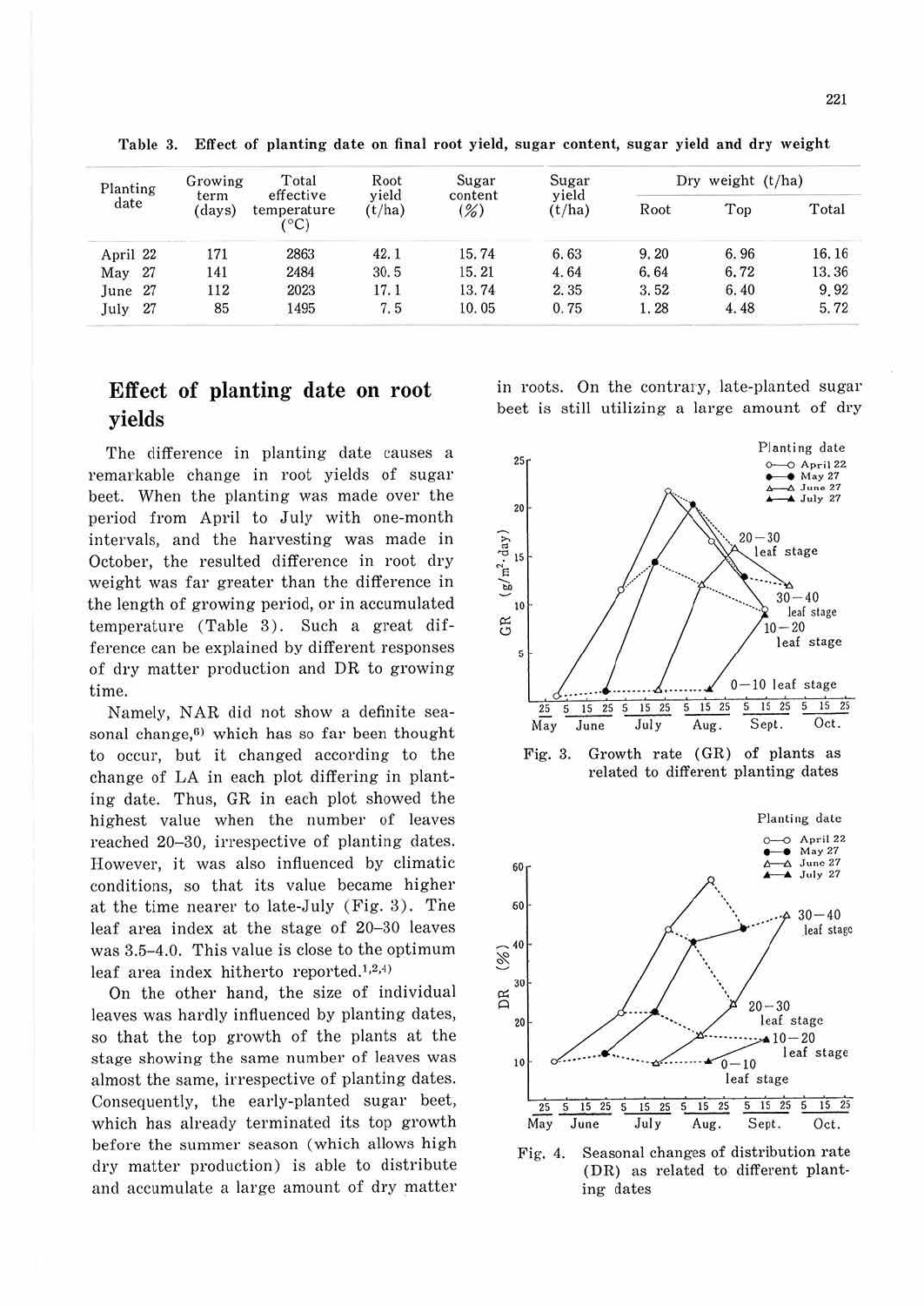Table 3. Effect of planting date on final root yield, sugar content, sugar yield and dry weight

| Planting date | Growing term (days) | Total effective temperature (°C) | Root yield (t/ha) | Sugar content (%) | Sugar yield (t/ha) | Dry weight (t/ha) | | |
|---|---|---|---|---|---|---|---|---|
| | | | | | | Root | Top | Total |
| April 22 | 171 | 2863 | 42.1 | 15.74 | 6.63 | 9.20 | 6.96 | 16.16 |
| May 27 | 141 | 2484 | 30.5 | 15.21 | 4.64 | 6.64 | 6.72 | 13.36 |
| June 27 | 112 | 2023 | 17.1 | 13.74 | 2.35 | 3.52 | 6.40 | 9.92 |
| July 27 | 85 | 1495 | 7.5 | 10.05 | 0.75 | 1.28 | 4.48 | 5.72 |

## Effect of planting date on root yields

The difference in planting date causes a remarkable change in root yields of sugar beet. When the planting was made over the period from April to July with one-month intervals, and the harvesting was made in October, the resulted difference in root dry weight was far greater than the difference in the length of growing period, or in accumulated temperature (Table 3). Such a great difference can be explained by different responses of dry matter production and DR to growing time.

Namely, NAR did not show a definite seasonal change,[6] which has so far been thought to occur, but it changed according to the change of LA in each plot differing in planting date. Thus, GR in each plot showed the highest value when the number of leaves reached 20–30, irrespective of planting dates. However, it was also influenced by climatic conditions, so that its value became higher at the time nearer to late-July (Fig. 3). The leaf area index at the stage of 20–30 leaves was 3.5–4.0. This value is close to the optimum leaf area index hitherto reported.[1,2,4]

On the other hand, the size of individual leaves was hardly influenced by planting dates, so that the top growth of the plants at the stage showing the same number of leaves was almost the same, irrespective of planting dates. Consequently, the early-planted sugar beet, which has already terminated its top growth before the summer season (which allows high dry matter production) is able to distribute and accumulate a large amount of dry matter in roots. On the contrary, late-planted sugar beet is still utilizing a large amount of dry

Fig. 3. Growth rate (GR) of plants as related to different planting dates

Fig. 4. Seasonal changes of distribution rate (DR) as related to different planting dates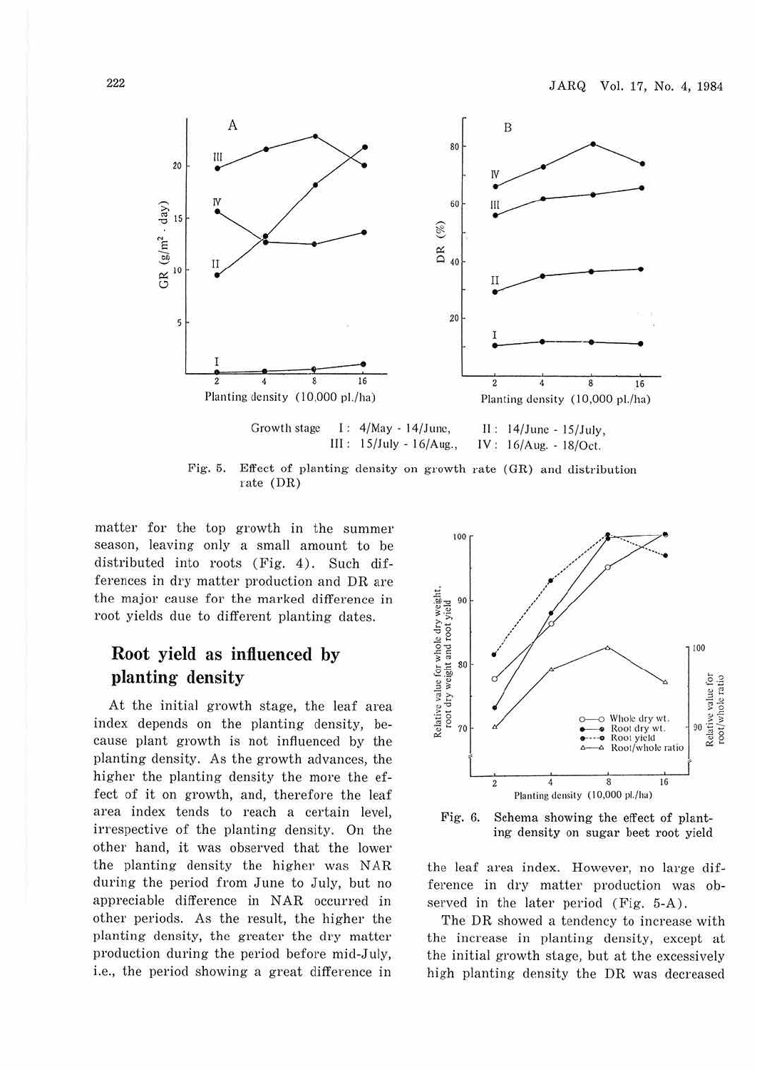Growth stage I: 4/May - 14/June, II: 14/June - 15/July, III: 15/July - 16/Aug., IV: 16/Aug. - 18/Oct.

Fig. 5. Effect of planting density on growth rate (GR) and distribution rate (DR)

matter for the top growth in the summer season, leaving only a small amount to be distributed into roots (Fig. 4). Such differences in dry matter production and DR are the major cause for the marked difference in root yields due to different planting dates.

## Root yield as influenced by planting density

At the initial growth stage, the leaf area index depends on the planting density, because plant growth is not influenced by the planting density. As the growth advances, the higher the planting density the more the effect of it on growth, and, therefore the leaf area index tends to reach a certain level, irrespective of the planting density. On the other hand, it was observed that the lower the planting density the higher was NAR during the period from June to July, but no appreciable difference in NAR occurred in other periods. As the result, the higher the planting density, the greater the dry matter production during the period before mid-July, i.e., the period showing a great difference in the leaf area index. However, no large difference in dry matter production was observed in the later period (Fig. 5-A).

Fig. 6. Schema showing the effect of planting density on sugar beet root yield

The DR showed a tendency to increase with the increase in planting density, except at the initial growth stage, but at the excessively high planting density the DR was decreased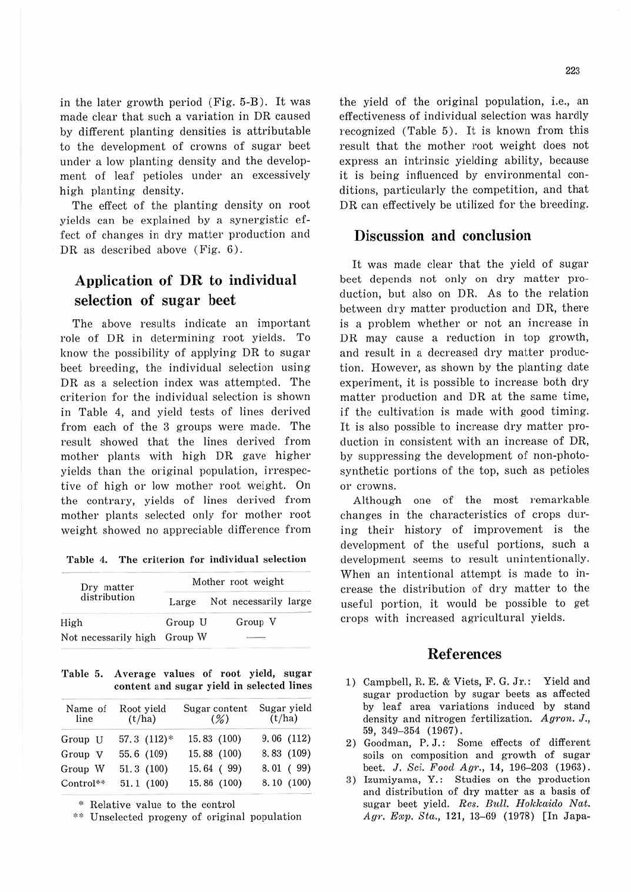in the later growth period (Fig. 5-B). It was made clear that such a variation in DR caused by different planting densities is attributable to the development of crowns of sugar beet under a low planting density and the development of leaf petioles under an excessively high planting density.

The effect of the planting density on root yields can be explained by a synergistic effect of changes in dry matter production and DR as described above (Fig. 6).

## Application of DR to individual selection of sugar beet

The above results indicate an important role of DR in determining root yields. To know the possibility of applying DR to sugar beet breeding, the individual selection using DR as a selection index was attempted. The criterion for the individual selection is shown in Table 4, and yield tests of lines derived from each of the 3 groups were made. The result showed that the lines derived from mother plants with high DR gave higher yields than the original population, irrespective of high or low mother root weight. On the contrary, yields of lines derived from mother plants selected only for mother root weight showed no appreciable difference from the yield of the original population, i.e., an effectiveness of individual selection was hardly recognized (Table 5). It is known from this result that the mother root weight does not express an intrinsic yielding ability, because it is being influenced by environmental conditions, particularly the competition, and that DR can effectively be utilized for the breeding.

Table 4. The criterion for individual selection

| Dry matter distribution | Mother root weight | |
|---|---|---|
| | Large | Not necessarily large |
| High | Group U | Group V |
| Not necessarily high | Group W | —— |

Table 5. Average values of root yield, sugar content and sugar yield in selected lines

| Name of line | Root yield (t/ha) | Sugar content (%) | Sugar yield (t/ha) |
|---|---|---|---|
| Group U | 57.3 (112)* | 15.83 (100) | 9.06 (112) |
| Group V | 55.6 (109) | 15.88 (100) | 8.83 (109) |
| Group W | 51.3 (100) | 15.64 ( 99) | 8.01 ( 99) |
| Control** | 51.1 (100) | 15.86 (100) | 8.10 (100) |

\* Relative value to the control

\*\* Unselected progeny of original population

## Discussion and conclusion

It was made clear that the yield of sugar beet depends not only on dry matter production, but also on DR. As to the relation between dry matter production and DR, there is a problem whether or not an increase in DR may cause a reduction in top growth, and result in a decreased dry matter production. However, as shown by the planting date experiment, it is possible to increase both dry matter production and DR at the same time, if the cultivation is made with good timing. It is also possible to increase dry matter production in consistent with an increase of DR, by suppressing the development of non-photosynthetic portions of the top, such as petioles or crowns.

Although one of the most remarkable changes in the characteristics of crops during their history of improvement is the development of the useful portions, such a development seems to result unintentionally. When an intentional attempt is made to increase the distribution of dry matter to the useful portion, it would be possible to get crops with increased agricultural yields.

## References

1) Campbell, R. E. & Viets, F. G. Jr.: Yield and sugar production by sugar beets as affected by leaf area variations induced by stand density and nitrogen fertilization. *Agron. J.*, 59, 349–354 (1967).
2) Goodman, P. J.: Some effects of different soils on composition and growth of sugar beet. *J. Sci. Food Agr.*, 14, 196–203 (1963).
3) Izumiyama, Y.: Studies on the production and distribution of dry matter as a basis of sugar beet yield. *Res. Bull. Hokkaido Nat. Agr. Exp. Sta.*, 121, 13–69 (1978) [In Japa-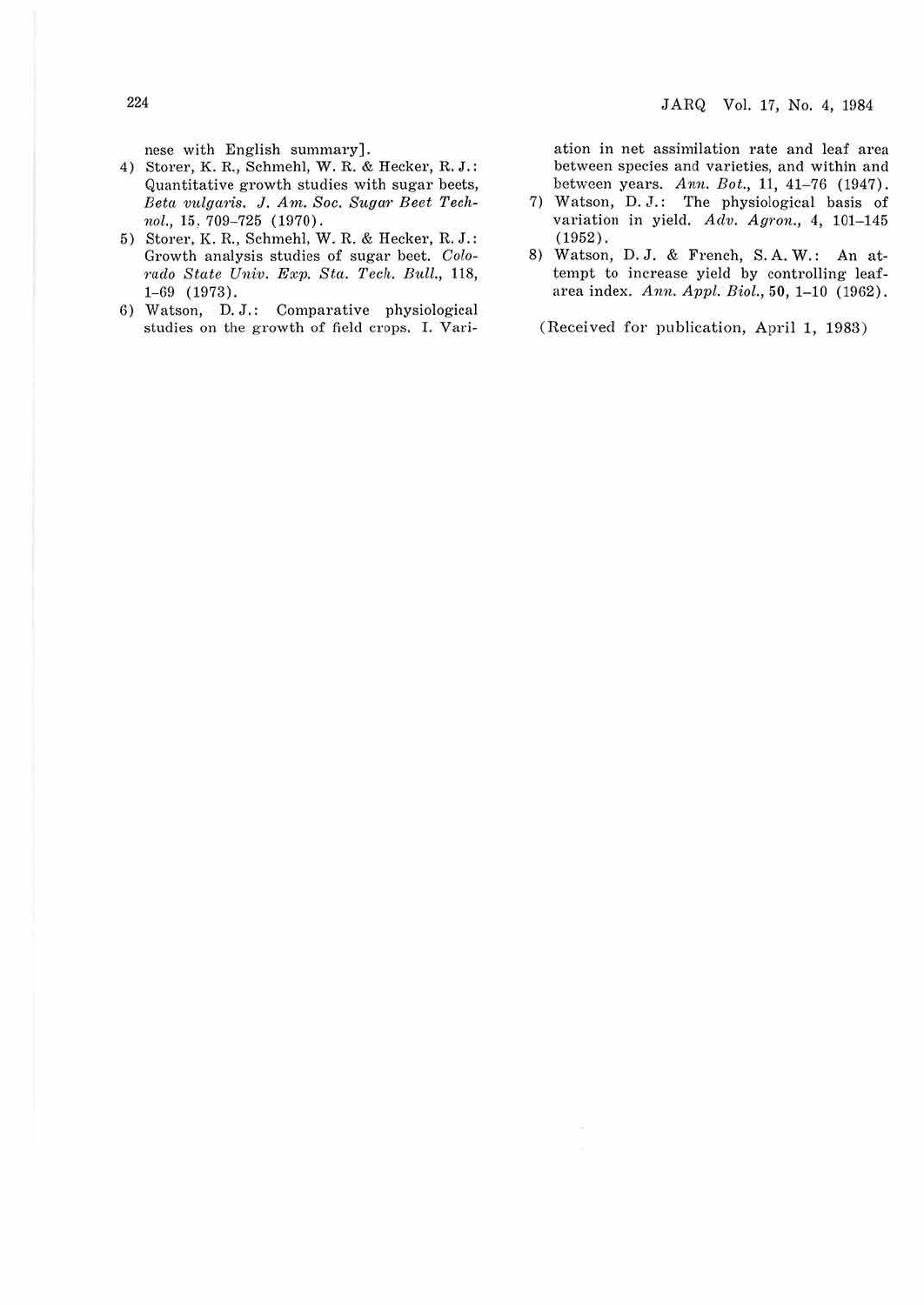nese with English summary].

4) Storer, K. R., Schmehl, W. R. & Hecker, R. J.: Quantitative growth studies with sugar beets, *Beta vulgaris*. *J. Am. Soc. Sugar Beet Technol.*, 15, 709–725 (1970).
5) Storer, K. R., Schmehl, W. R. & Hecker, R. J.: Growth analysis studies of sugar beet. *Colorado State Univ. Exp. Sta. Tech. Bull.*, 118, 1–69 (1973).
6) Watson, D. J.: Comparative physiological studies on the growth of field crops. I. Variation in net assimilation rate and leaf area between species and varieties, and within and between years. *Ann. Bot.*, 11, 41–76 (1947).
7) Watson, D. J.: The physiological basis of variation in yield. *Adv. Agron.*, 4, 101–145 (1952).
8) Watson, D. J. & French, S. A. W.: An attempt to increase yield by controlling leaf-area index. *Ann. Appl. Biol.*, **50**, 1–10 (1962).

(Received for publication, April 1, 1983)